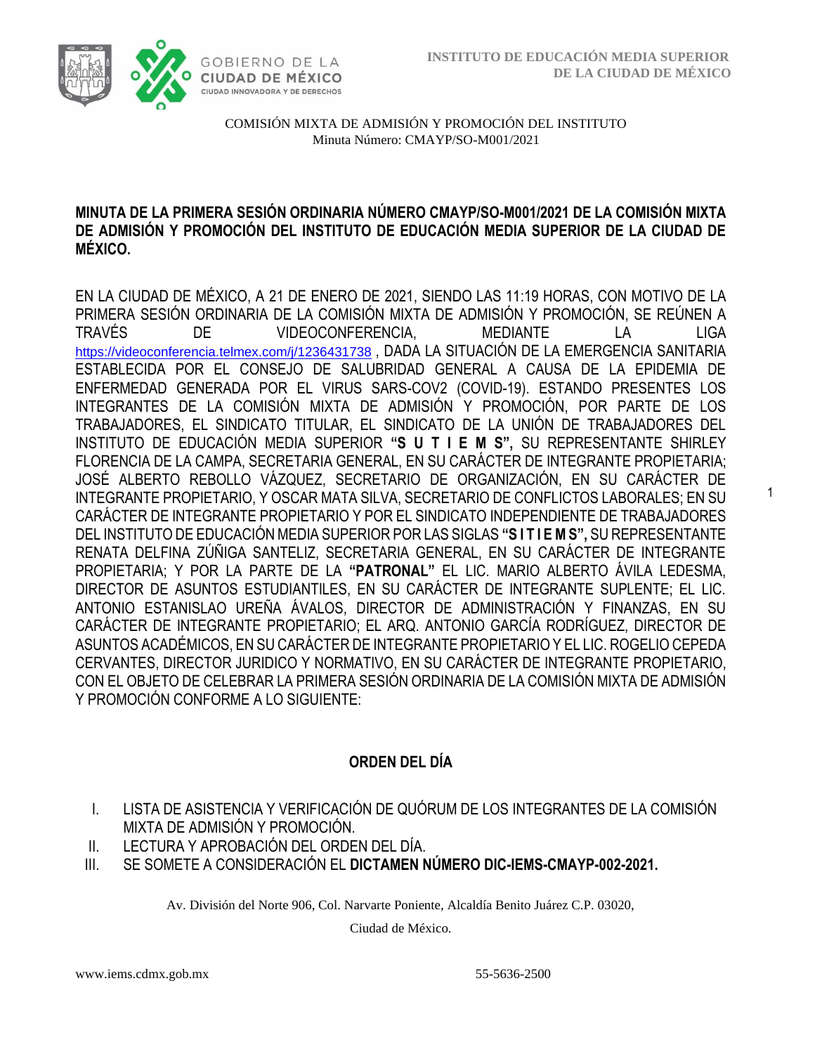COMISIÓN MIXTA DE ADMISIÓN Y PROMOCIÓN DEL INSTITUTO
Minuta Número: CMAYP/SO-M001/2021

**MINUTA DE LA PRIMERA SESIÓN ORDINARIA NÚMERO CMAYP/SO-M001/2021 DE LA COMISIÓN MIXTA DE ADMISIÓN Y PROMOCIÓN DEL INSTITUTO DE EDUCACIÓN MEDIA SUPERIOR DE LA CIUDAD DE MÉXICO.**

EN LA CIUDAD DE MÉXICO, A 21 DE ENERO DE 2021, SIENDO LAS 11:19 HORAS, CON MOTIVO DE LA PRIMERA SESIÓN ORDINARIA DE LA COMISIÓN MIXTA DE ADMISIÓN Y PROMOCIÓN, SE REÚNEN A TRAVÉS DE VIDEOCONFERENCIA, MEDIANTE LA LIGA https://videoconferencia.telmex.com/j/1236431738 , DADA LA SITUACIÓN DE LA EMERGENCIA SANITARIA ESTABLECIDA POR EL CONSEJO DE SALUBRIDAD GENERAL A CAUSA DE LA EPIDEMIA DE ENFERMEDAD GENERADA POR EL VIRUS SARS-COV2 (COVID-19). ESTANDO PRESENTES LOS INTEGRANTES DE LA COMISIÓN MIXTA DE ADMISIÓN Y PROMOCIÓN, POR PARTE DE LOS TRABAJADORES, EL SINDICATO TITULAR, EL SINDICATO DE LA UNIÓN DE TRABAJADORES DEL INSTITUTO DE EDUCACIÓN MEDIA SUPERIOR **"S U T I E M S",** SU REPRESENTANTE SHIRLEY FLORENCIA DE LA CAMPA, SECRETARIA GENERAL, EN SU CARÁCTER DE INTEGRANTE PROPIETARIA; JOSÉ ALBERTO REBOLLO VÁZQUEZ, SECRETARIO DE ORGANIZACIÓN, EN SU CARÁCTER DE INTEGRANTE PROPIETARIO, Y OSCAR MATA SILVA, SECRETARIO DE CONFLICTOS LABORALES; EN SU CARÁCTER DE INTEGRANTE PROPIETARIO Y POR EL SINDICATO INDEPENDIENTE DE TRABAJADORES DEL INSTITUTO DE EDUCACIÓN MEDIA SUPERIOR POR LAS SIGLAS **"S I T I E M S",** SU REPRESENTANTE RENATA DELFINA ZÚÑIGA SANTELIZ, SECRETARIA GENERAL, EN SU CARÁCTER DE INTEGRANTE PROPIETARIA; Y POR LA PARTE DE LA **"PATRONAL"** EL LIC. MARIO ALBERTO ÁVILA LEDESMA, DIRECTOR DE ASUNTOS ESTUDIANTILES, EN SU CARÁCTER DE INTEGRANTE SUPLENTE; EL LIC. ANTONIO ESTANISLAO UREÑA ÁVALOS, DIRECTOR DE ADMINISTRACIÓN Y FINANZAS, EN SU CARÁCTER DE INTEGRANTE PROPIETARIO; EL ARQ. ANTONIO GARCÍA RODRÍGUEZ, DIRECTOR DE ASUNTOS ACADÉMICOS, EN SU CARÁCTER DE INTEGRANTE PROPIETARIO Y EL LIC. ROGELIO CEPEDA CERVANTES, DIRECTOR JURIDICO Y NORMATIVO, EN SU CARÁCTER DE INTEGRANTE PROPIETARIO, CON EL OBJETO DE CELEBRAR LA PRIMERA SESIÓN ORDINARIA DE LA COMISIÓN MIXTA DE ADMISIÓN Y PROMOCIÓN CONFORME A LO SIGUIENTE:

## ORDEN DEL DÍA

I. LISTA DE ASISTENCIA Y VERIFICACIÓN DE QUÓRUM DE LOS INTEGRANTES DE LA COMISIÓN MIXTA DE ADMISIÓN Y PROMOCIÓN.
II. LECTURA Y APROBACIÓN DEL ORDEN DEL DÍA.
III. SE SOMETE A CONSIDERACIÓN EL **DICTAMEN NÚMERO DIC-IEMS-CMAYP-002-2021.**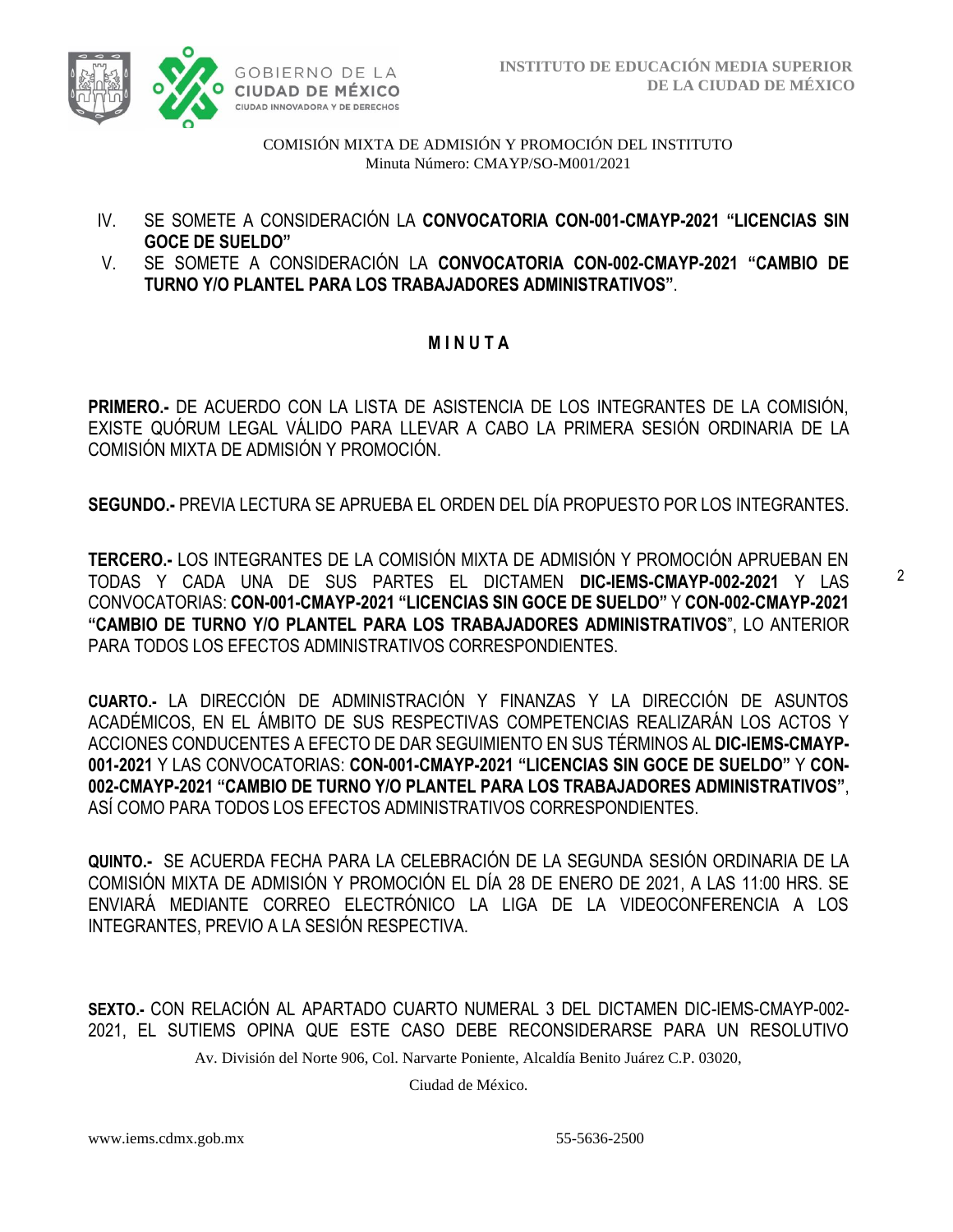IV. SE SOMETE A CONSIDERACIÓN LA **CONVOCATORIA CON-001-CMAYP-2021 "LICENCIAS SIN GOCE DE SUELDO"**

V. SE SOMETE A CONSIDERACIÓN LA **CONVOCATORIA CON-002-CMAYP-2021 "CAMBIO DE TURNO Y/O PLANTEL PARA LOS TRABAJADORES ADMINISTRATIVOS"**.

## M I N U T A

**PRIMERO.-** DE ACUERDO CON LA LISTA DE ASISTENCIA DE LOS INTEGRANTES DE LA COMISIÓN, EXISTE QUÓRUM LEGAL VÁLIDO PARA LLEVAR A CABO LA PRIMERA SESIÓN ORDINARIA DE LA COMISIÓN MIXTA DE ADMISIÓN Y PROMOCIÓN.

**SEGUNDO.-** PREVIA LECTURA SE APRUEBA EL ORDEN DEL DÍA PROPUESTO POR LOS INTEGRANTES.

**TERCERO.-** LOS INTEGRANTES DE LA COMISIÓN MIXTA DE ADMISIÓN Y PROMOCIÓN APRUEBAN EN TODAS Y CADA UNA DE SUS PARTES EL DICTAMEN **DIC-IEMS-CMAYP-002-2021** Y LAS CONVOCATORIAS: **CON-001-CMAYP-2021 "LICENCIAS SIN GOCE DE SUELDO"** Y **CON-002-CMAYP-2021 "CAMBIO DE TURNO Y/O PLANTEL PARA LOS TRABAJADORES ADMINISTRATIVOS**", LO ANTERIOR PARA TODOS LOS EFECTOS ADMINISTRATIVOS CORRESPONDIENTES.

**CUARTO.-** LA DIRECCIÓN DE ADMINISTRACIÓN Y FINANZAS Y LA DIRECCIÓN DE ASUNTOS ACADÉMICOS, EN EL ÁMBITO DE SUS RESPECTIVAS COMPETENCIAS REALIZARÁN LOS ACTOS Y ACCIONES CONDUCENTES A EFECTO DE DAR SEGUIMIENTO EN SUS TÉRMINOS AL **DIC-IEMS-CMAYP-001-2021** Y LAS CONVOCATORIAS: **CON-001-CMAYP-2021 "LICENCIAS SIN GOCE DE SUELDO"** Y **CON-002-CMAYP-2021 "CAMBIO DE TURNO Y/O PLANTEL PARA LOS TRABAJADORES ADMINISTRATIVOS"**, ASÍ COMO PARA TODOS LOS EFECTOS ADMINISTRATIVOS CORRESPONDIENTES.

**QUINTO.-** SE ACUERDA FECHA PARA LA CELEBRACIÓN DE LA SEGUNDA SESIÓN ORDINARIA DE LA COMISIÓN MIXTA DE ADMISIÓN Y PROMOCIÓN EL DÍA 28 DE ENERO DE 2021, A LAS 11:00 HRS. SE ENVIARÁ MEDIANTE CORREO ELECTRÓNICO LA LIGA DE LA VIDEOCONFERENCIA A LOS INTEGRANTES, PREVIO A LA SESIÓN RESPECTIVA.

**SEXTO.-** CON RELACIÓN AL APARTADO CUARTO NUMERAL 3 DEL DICTAMEN DIC-IEMS-CMAYP-002-2021, EL SUTIEMS OPINA QUE ESTE CASO DEBE RECONSIDERARSE PARA UN RESOLUTIVO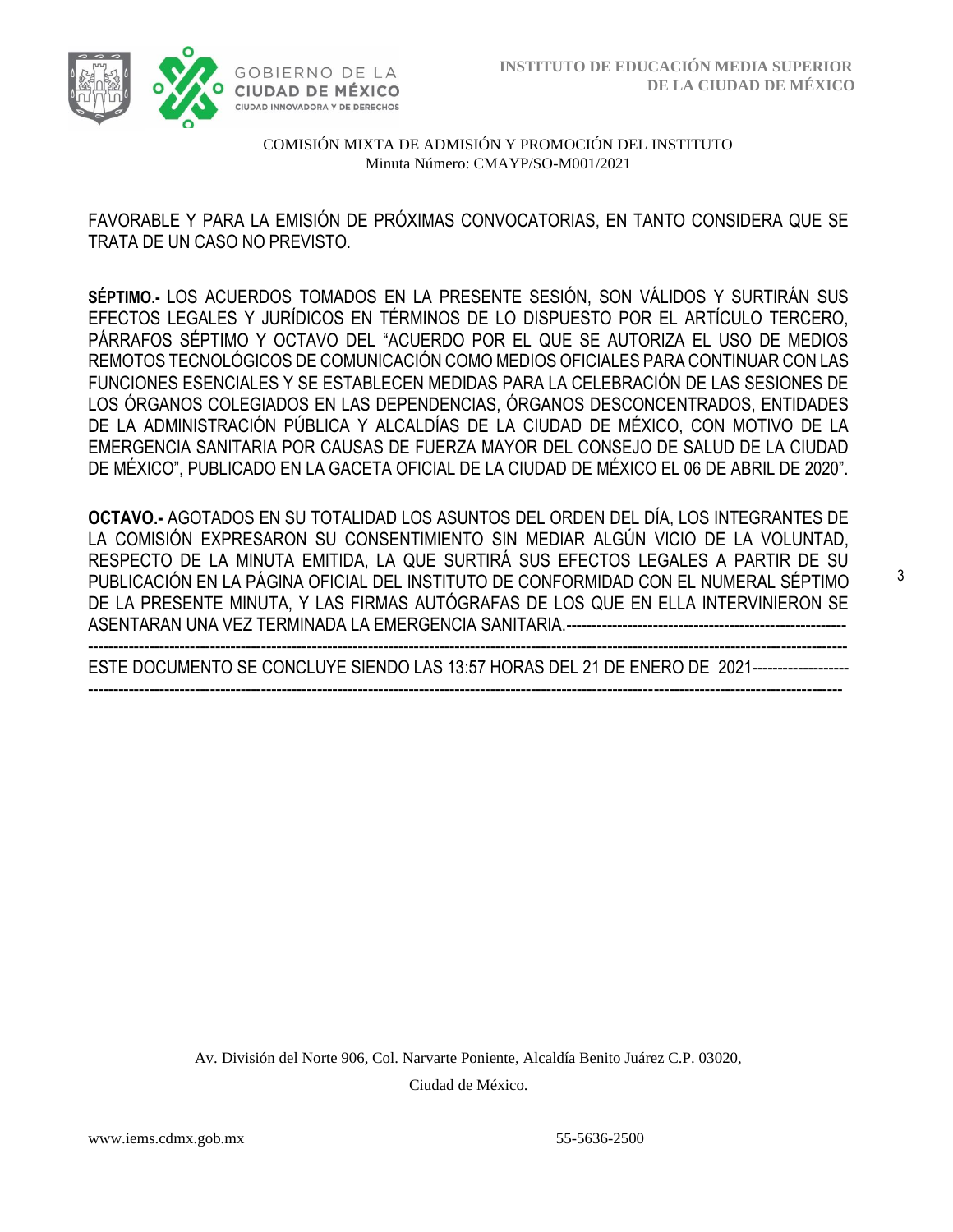FAVORABLE Y PARA LA EMISIÓN DE PRÓXIMAS CONVOCATORIAS, EN TANTO CONSIDERA QUE SE TRATA DE UN CASO NO PREVISTO.

**SÉPTIMO.-** LOS ACUERDOS TOMADOS EN LA PRESENTE SESIÓN, SON VÁLIDOS Y SURTIRÁN SUS EFECTOS LEGALES Y JURÍDICOS EN TÉRMINOS DE LO DISPUESTO POR EL ARTÍCULO TERCERO, PÁRRAFOS SÉPTIMO Y OCTAVO DEL "ACUERDO POR EL QUE SE AUTORIZA EL USO DE MEDIOS REMOTOS TECNOLÓGICOS DE COMUNICACIÓN COMO MEDIOS OFICIALES PARA CONTINUAR CON LAS FUNCIONES ESENCIALES Y SE ESTABLECEN MEDIDAS PARA LA CELEBRACIÓN DE LAS SESIONES DE LOS ÓRGANOS COLEGIADOS EN LAS DEPENDENCIAS, ÓRGANOS DESCONCENTRADOS, ENTIDADES DE LA ADMINISTRACIÓN PÚBLICA Y ALCALDÍAS DE LA CIUDAD DE MÉXICO, CON MOTIVO DE LA EMERGENCIA SANITARIA POR CAUSAS DE FUERZA MAYOR DEL CONSEJO DE SALUD DE LA CIUDAD DE MÉXICO", PUBLICADO EN LA GACETA OFICIAL DE LA CIUDAD DE MÉXICO EL 06 DE ABRIL DE 2020".

**OCTAVO.-** AGOTADOS EN SU TOTALIDAD LOS ASUNTOS DEL ORDEN DEL DÍA, LOS INTEGRANTES DE LA COMISIÓN EXPRESARON SU CONSENTIMIENTO SIN MEDIAR ALGÚN VICIO DE LA VOLUNTAD, RESPECTO DE LA MINUTA EMITIDA, LA QUE SURTIRÁ SUS EFECTOS LEGALES A PARTIR DE SU PUBLICACIÓN EN LA PÁGINA OFICIAL DEL INSTITUTO DE CONFORMIDAD CON EL NUMERAL SÉPTIMO DE LA PRESENTE MINUTA, Y LAS FIRMAS AUTÓGRAFAS DE LOS QUE EN ELLA INTERVINIERON SE ASENTARAN UNA VEZ TERMINADA LA EMERGENCIA SANITARIA.----------------------------------------------------------------------------------------------------------------------------------------------------------------------------------------

ESTE DOCUMENTO SE CONCLUYE SIENDO LAS 13:57 HORAS DEL 21 DE ENERO DE 2021---------------------------------------------------------------------------------------------------------------------------------------------------------------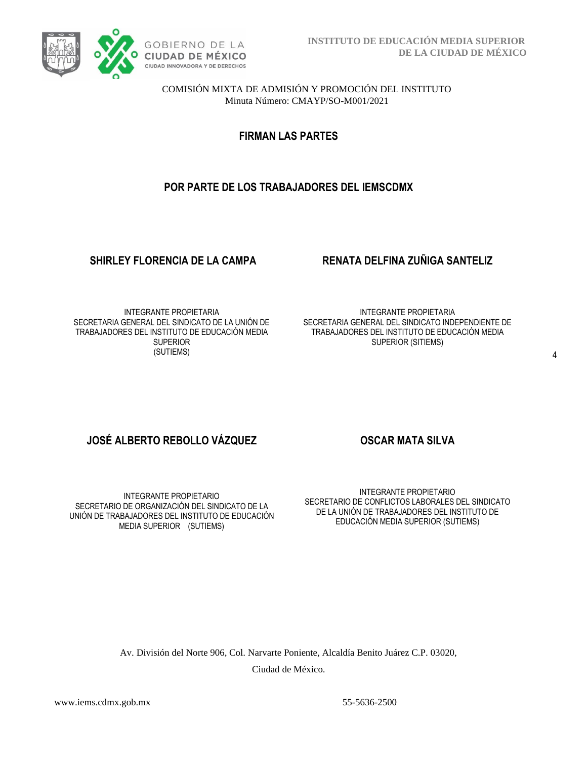COMISIÓN MIXTA DE ADMISIÓN Y PROMOCIÓN DEL INSTITUTO
Minuta Número: CMAYP/SO-M001/2021

## FIRMAN LAS PARTES

## POR PARTE DE LOS TRABAJADORES DEL IEMSCDMX

**SHIRLEY FLORENCIA DE LA CAMPA**

INTEGRANTE PROPIETARIA
SECRETARIA GENERAL DEL SINDICATO DE LA UNIÓN DE TRABAJADORES DEL INSTITUTO DE EDUCACIÓN MEDIA SUPERIOR
(SUTIEMS)

**RENATA DELFINA ZUÑIGA SANTELIZ**

INTEGRANTE PROPIETARIA
SECRETARIA GENERAL DEL SINDICATO INDEPENDIENTE DE TRABAJADORES DEL INSTITUTO DE EDUCACIÓN MEDIA SUPERIOR (SITIEMS)

**JOSÉ ALBERTO REBOLLO VÁZQUEZ**

INTEGRANTE PROPIETARIO
SECRETARIO DE ORGANIZACIÓN DEL SINDICATO DE LA UNIÓN DE TRABAJADORES DEL INSTITUTO DE EDUCACIÓN MEDIA SUPERIOR (SUTIEMS)

**OSCAR MATA SILVA**

INTEGRANTE PROPIETARIO
SECRETARIO DE CONFLICTOS LABORALES DEL SINDICATO DE LA UNIÓN DE TRABAJADORES DEL INSTITUTO DE EDUCACIÓN MEDIA SUPERIOR (SUTIEMS)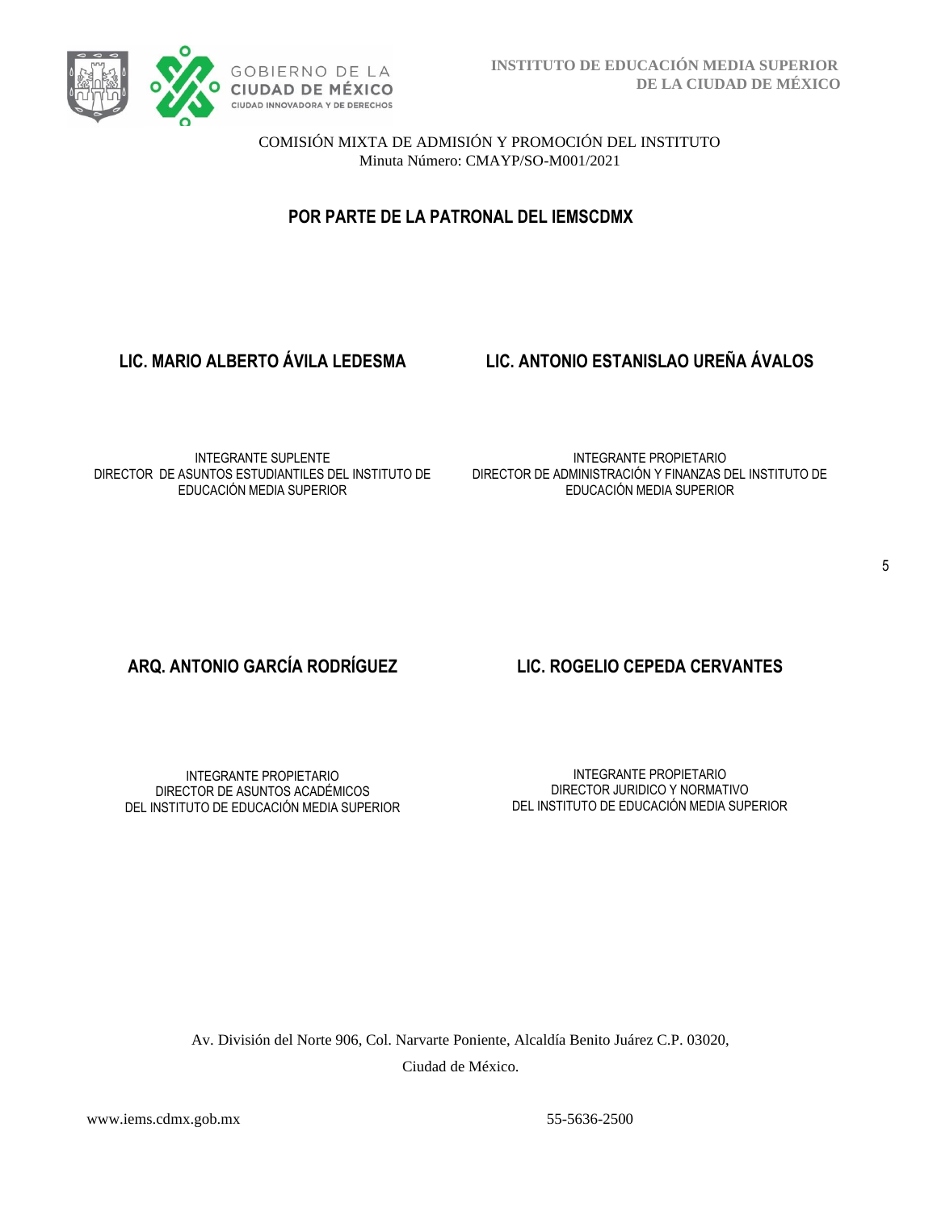COMISIÓN MIXTA DE ADMISIÓN Y PROMOCIÓN DEL INSTITUTO
Minuta Número: CMAYP/SO-M001/2021

## POR PARTE DE LA PATRONAL DEL IEMSCDMX

**LIC. MARIO ALBERTO ÁVILA LEDESMA**

INTEGRANTE SUPLENTE
DIRECTOR DE ASUNTOS ESTUDIANTILES DEL INSTITUTO DE EDUCACIÓN MEDIA SUPERIOR

**LIC. ANTONIO ESTANISLAO UREÑA ÁVALOS**

INTEGRANTE PROPIETARIO
DIRECTOR DE ADMINISTRACIÓN Y FINANZAS DEL INSTITUTO DE EDUCACIÓN MEDIA SUPERIOR

**ARQ. ANTONIO GARCÍA RODRÍGUEZ**

INTEGRANTE PROPIETARIO
DIRECTOR DE ASUNTOS ACADÉMICOS
DEL INSTITUTO DE EDUCACIÓN MEDIA SUPERIOR

**LIC. ROGELIO CEPEDA CERVANTES**

INTEGRANTE PROPIETARIO
DIRECTOR JURIDICO Y NORMATIVO
DEL INSTITUTO DE EDUCACIÓN MEDIA SUPERIOR